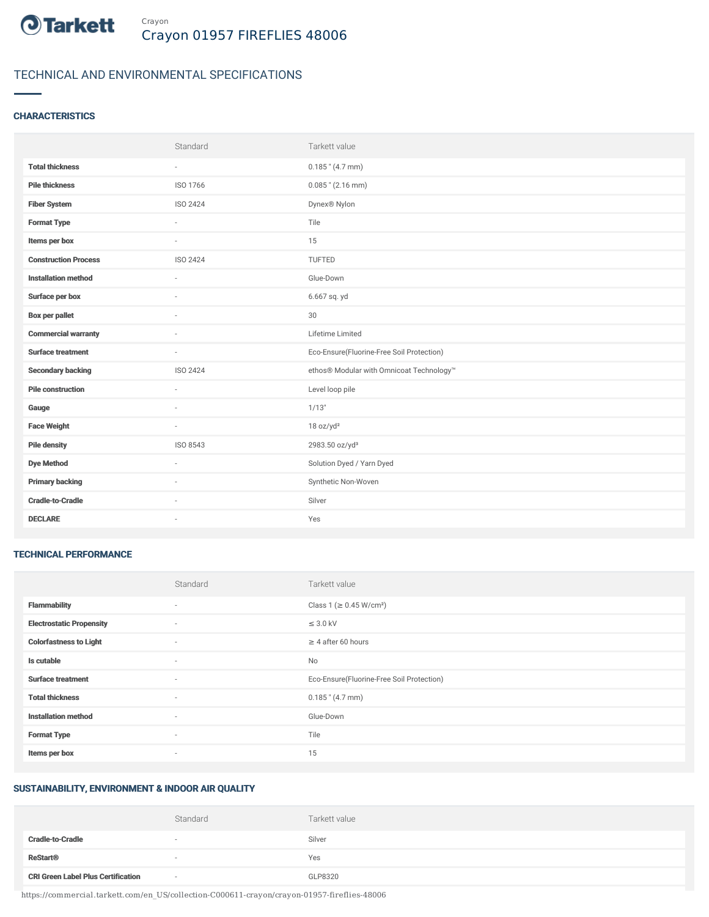Crayon

# Crayon 01957 FIREFLIES 48006

## TECHNICAL AND ENVIRONMENTAL SPECIFICATIONS

### CHARACTERISTICS

| | Standard | Tarkett value |
|---|---|---|
| **Total thickness** | - | 0.185 " (4.7 mm) |
| **Pile thickness** | ISO 1766 | 0.085 " (2.16 mm) |
| **Fiber System** | ISO 2424 | Dynex® Nylon |
| **Format Type** | - | Tile |
| **Items per box** | - | 15 |
| **Construction Process** | ISO 2424 | TUFTED |
| **Installation method** | - | Glue-Down |
| **Surface per box** | - | 6.667 sq. yd |
| **Box per pallet** | - | 30 |
| **Commercial warranty** | - | Lifetime Limited |
| **Surface treatment** | - | Eco-Ensure(Fluorine-Free Soil Protection) |
| **Secondary backing** | ISO 2424 | ethos® Modular with Omnicoat Technology™ |
| **Pile construction** | - | Level loop pile |
| **Gauge** | - | 1/13" |
| **Face Weight** | - | 18 oz/yd² |
| **Pile density** | ISO 8543 | 2983.50 oz/yd³ |
| **Dye Method** | - | Solution Dyed / Yarn Dyed |
| **Primary backing** | - | Synthetic Non-Woven |
| **Cradle-to-Cradle** | - | Silver |
| **DECLARE** | - | Yes |

### TECHNICAL PERFORMANCE

| | Standard | Tarkett value |
|---|---|---|
| **Flammability** | - | Class 1 (≥ 0.45 W/cm²) |
| **Electrostatic Propensity** | - | ≤ 3.0 kV |
| **Colorfastness to Light** | - | ≥ 4 after 60 hours |
| **Is cutable** | - | No |
| **Surface treatment** | - | Eco-Ensure(Fluorine-Free Soil Protection) |
| **Total thickness** | - | 0.185 " (4.7 mm) |
| **Installation method** | - | Glue-Down |
| **Format Type** | - | Tile |
| **Items per box** | - | 15 |

### SUSTAINABILITY, ENVIRONMENT & INDOOR AIR QUALITY

| | Standard | Tarkett value |
|---|---|---|
| **Cradle-to-Cradle** | - | Silver |
| **ReStart®** | - | Yes |
| **CRI Green Label Plus Certification** | - | GLP8320 |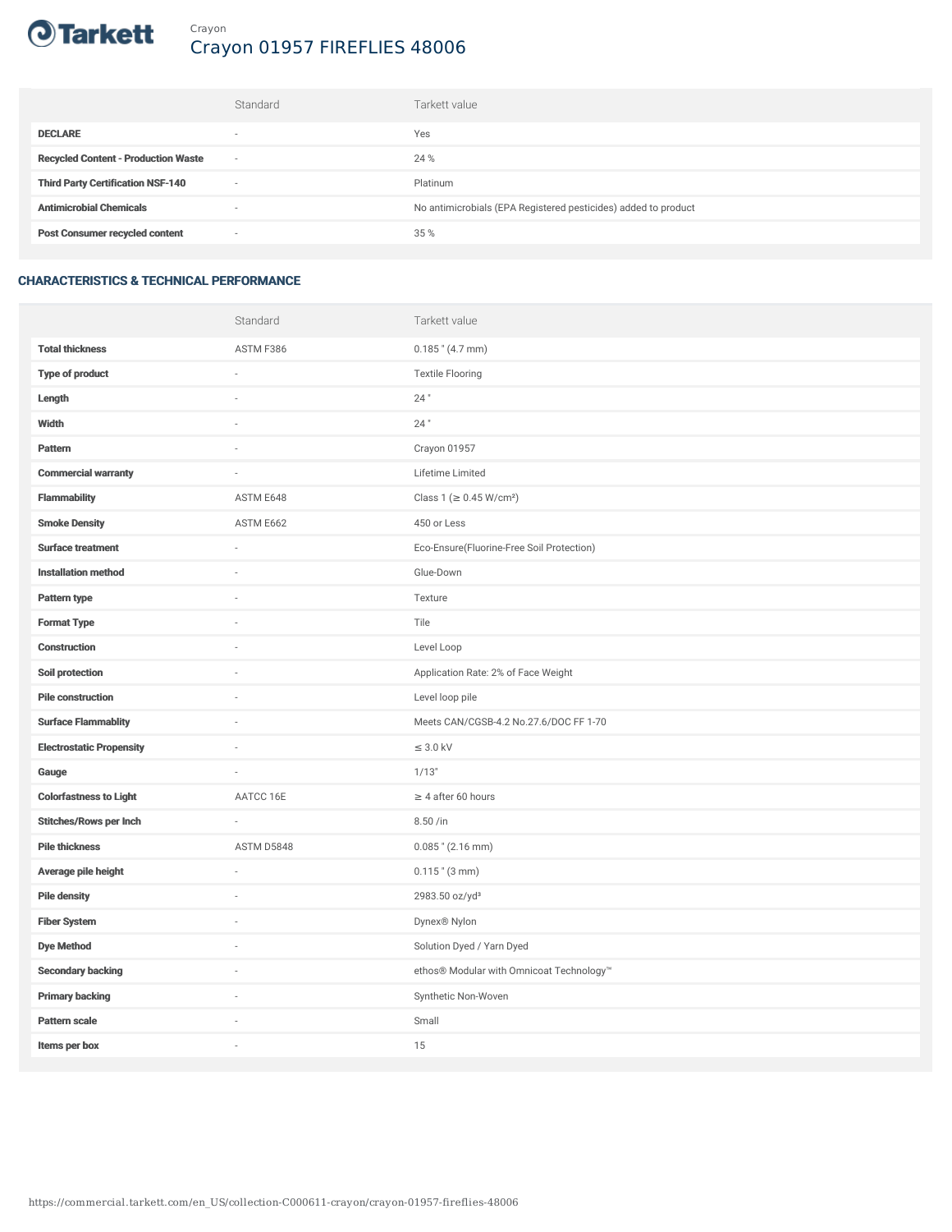Crayon

# Crayon 01957 FIREFLIES 48006

| | Standard | Tarkett value |
|---|---|---|
| **DECLARE** | - | Yes |
| **Recycled Content - Production Waste** | - | 24 % |
| **Third Party Certification NSF-140** | - | Platinum |
| **Antimicrobial Chemicals** | - | No antimicrobials (EPA Registered pesticides) added to product |
| **Post Consumer recycled content** | - | 35 % |

## CHARACTERISTICS & TECHNICAL PERFORMANCE

| | Standard | Tarkett value |
|---|---|---|
| **Total thickness** | ASTM F386 | 0.185 " (4.7 mm) |
| **Type of product** | - | Textile Flooring |
| **Length** | - | 24 " |
| **Width** | - | 24 " |
| **Pattern** | - | Crayon 01957 |
| **Commercial warranty** | - | Lifetime Limited |
| **Flammability** | ASTM E648 | Class 1 (≥ 0.45 W/cm²) |
| **Smoke Density** | ASTM E662 | 450 or Less |
| **Surface treatment** | - | Eco-Ensure(Fluorine-Free Soil Protection) |
| **Installation method** | - | Glue-Down |
| **Pattern type** | - | Texture |
| **Format Type** | - | Tile |
| **Construction** | - | Level Loop |
| **Soil protection** | - | Application Rate: 2% of Face Weight |
| **Pile construction** | - | Level loop pile |
| **Surface Flammablity** | - | Meets CAN/CGSB-4.2 No.27.6/DOC FF 1-70 |
| **Electrostatic Propensity** | - | ≤ 3.0 kV |
| **Gauge** | - | 1/13" |
| **Colorfastness to Light** | AATCC 16E | ≥ 4 after 60 hours |
| **Stitches/Rows per Inch** | - | 8.50 /in |
| **Pile thickness** | ASTM D5848 | 0.085 " (2.16 mm) |
| **Average pile height** | - | 0.115 " (3 mm) |
| **Pile density** | - | 2983.50 oz/yd³ |
| **Fiber System** | - | Dynex® Nylon |
| **Dye Method** | - | Solution Dyed / Yarn Dyed |
| **Secondary backing** | - | ethos® Modular with Omnicoat Technology™ |
| **Primary backing** | - | Synthetic Non-Woven |
| **Pattern scale** | - | Small |
| **Items per box** | - | 15 |

https://commercial.tarkett.com/en_US/collection-C000611-crayon/crayon-01957-fireflies-48006